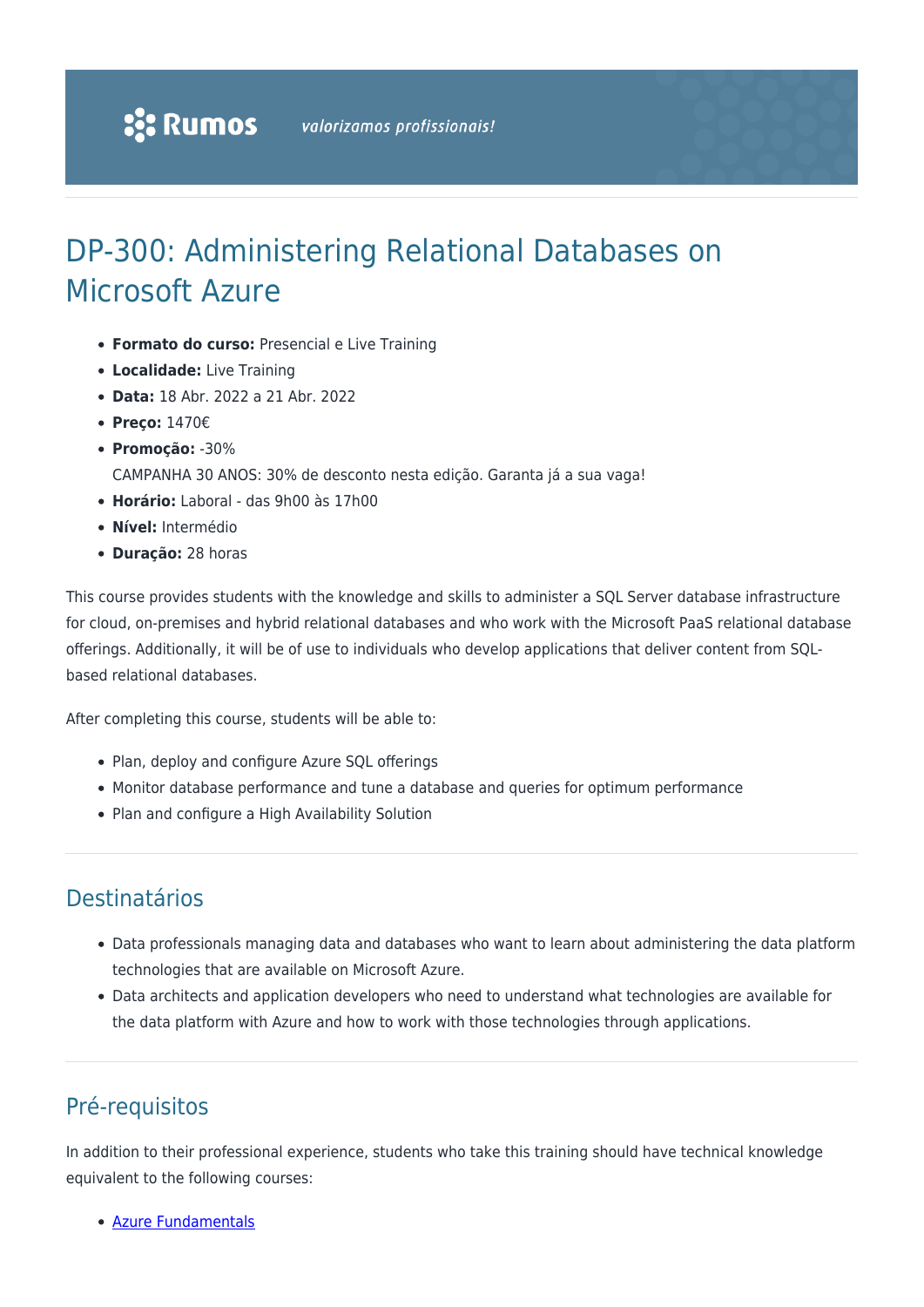Rumos *valorizamos profissionais!*

# DP-300: Administering Relational Databases on Microsoft Azure

- **Formato do curso:** Presencial e Live Training
- **Localidade:** Live Training
- **Data:** 18 Abr. 2022 a 21 Abr. 2022
- **Preço:** 1470€
- **Promoção:** -30%
  CAMPANHA 30 ANOS: 30% de desconto nesta edição. Garanta já a sua vaga!
- **Horário:** Laboral - das 9h00 às 17h00
- **Nível:** Intermédio
- **Duração:** 28 horas

This course provides students with the knowledge and skills to administer a SQL Server database infrastructure for cloud, on-premises and hybrid relational databases and who work with the Microsoft PaaS relational database offerings. Additionally, it will be of use to individuals who develop applications that deliver content from SQL-based relational databases.

After completing this course, students will be able to:

- Plan, deploy and configure Azure SQL offerings
- Monitor database performance and tune a database and queries for optimum performance
- Plan and configure a High Availability Solution

## Destinatários

- Data professionals managing data and databases who want to learn about administering the data platform technologies that are available on Microsoft Azure.
- Data architects and application developers who need to understand what technologies are available for the data platform with Azure and how to work with those technologies through applications.

## Pré-requisitos

In addition to their professional experience, students who take this training should have technical knowledge equivalent to the following courses:

- Azure Fundamentals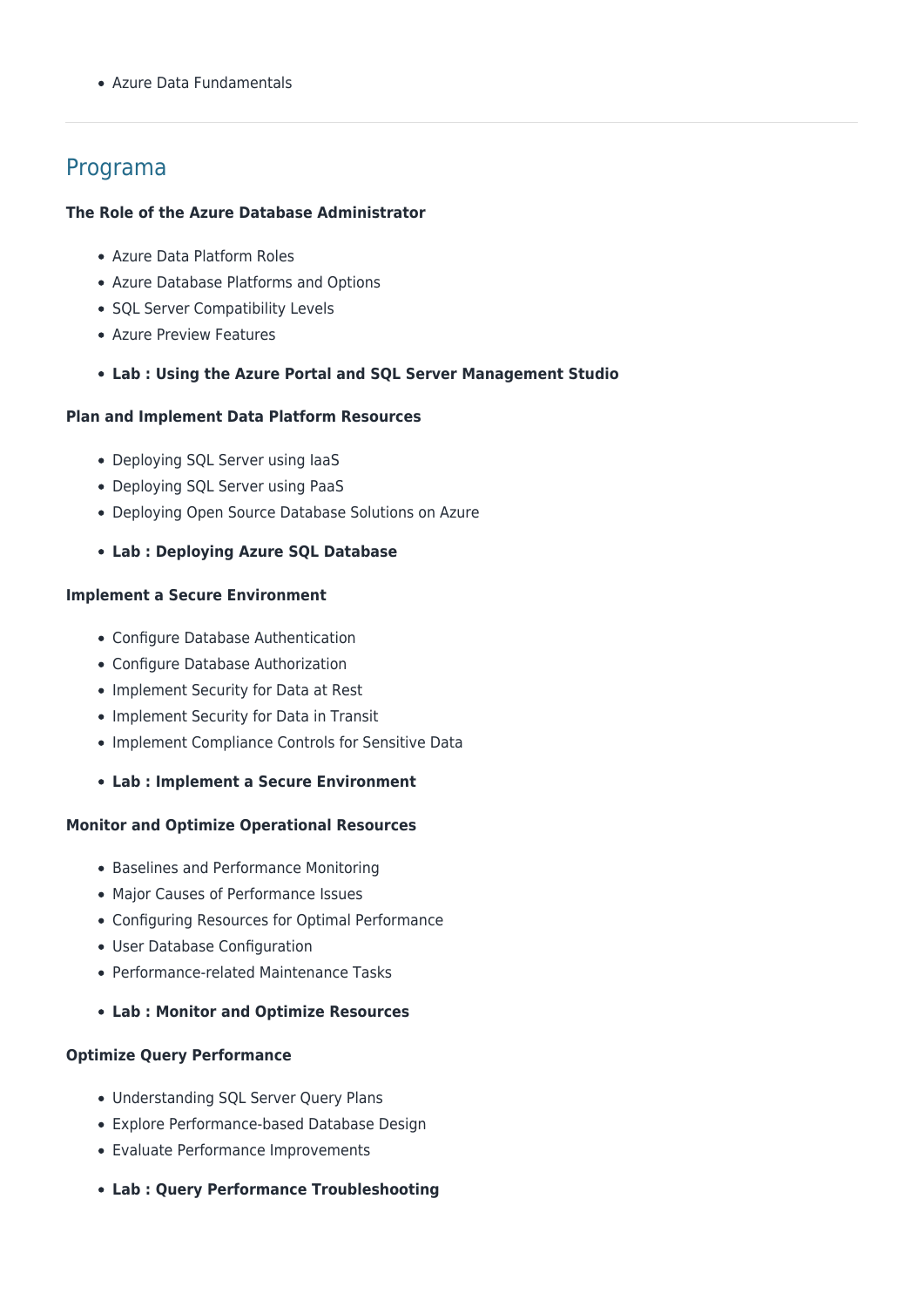- Azure Data Fundamentals

---

## Programa

**The Role of the Azure Database Administrator**

- Azure Data Platform Roles
- Azure Database Platforms and Options
- SQL Server Compatibility Levels
- Azure Preview Features

- **Lab : Using the Azure Portal and SQL Server Management Studio**

**Plan and Implement Data Platform Resources**

- Deploying SQL Server using IaaS
- Deploying SQL Server using PaaS
- Deploying Open Source Database Solutions on Azure

- **Lab : Deploying Azure SQL Database**

**Implement a Secure Environment**

- Configure Database Authentication
- Configure Database Authorization
- Implement Security for Data at Rest
- Implement Security for Data in Transit
- Implement Compliance Controls for Sensitive Data

- **Lab : Implement a Secure Environment**

**Monitor and Optimize Operational Resources**

- Baselines and Performance Monitoring
- Major Causes of Performance Issues
- Configuring Resources for Optimal Performance
- User Database Configuration
- Performance-related Maintenance Tasks

- **Lab : Monitor and Optimize Resources**

**Optimize Query Performance**

- Understanding SQL Server Query Plans
- Explore Performance-based Database Design
- Evaluate Performance Improvements

- **Lab : Query Performance Troubleshooting**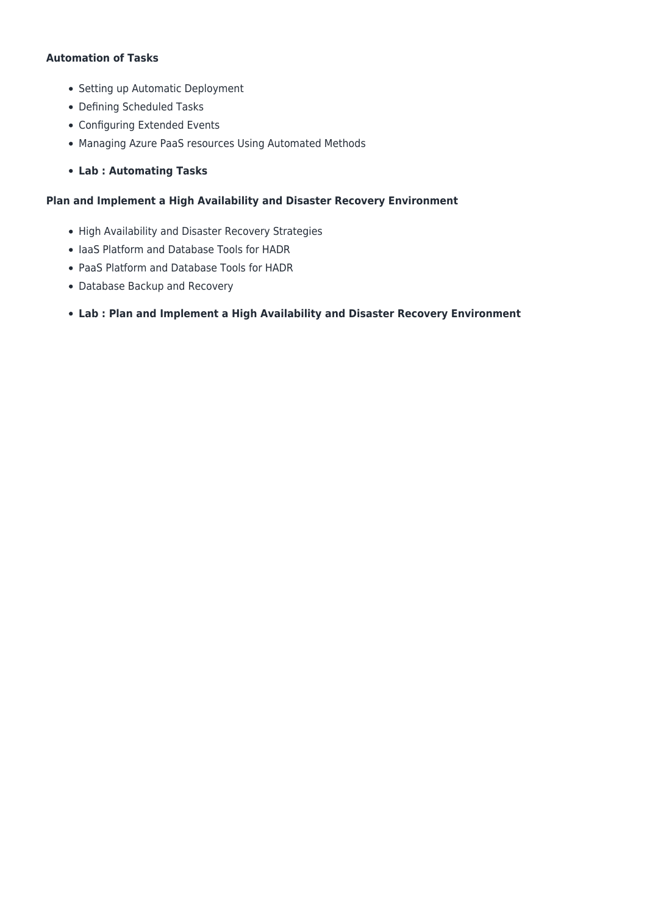**Automation of Tasks**

- Setting up Automatic Deployment
- Defining Scheduled Tasks
- Configuring Extended Events
- Managing Azure PaaS resources Using Automated Methods

- **Lab : Automating Tasks**

**Plan and Implement a High Availability and Disaster Recovery Environment**

- High Availability and Disaster Recovery Strategies
- IaaS Platform and Database Tools for HADR
- PaaS Platform and Database Tools for HADR
- Database Backup and Recovery

- **Lab : Plan and Implement a High Availability and Disaster Recovery Environment**